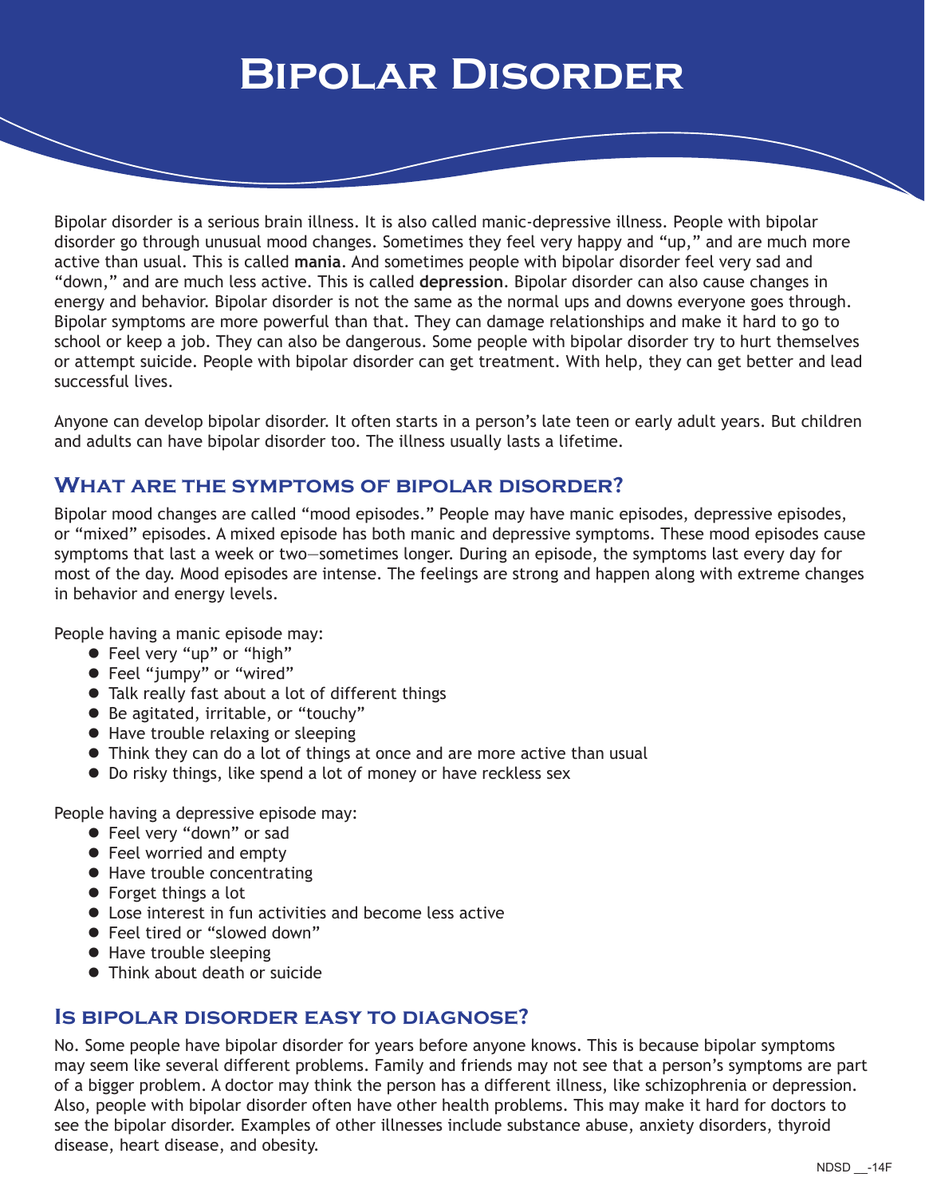# Bipolar Disorder

Bipolar disorder is a serious brain illness. It is also called manic-depressive illness. People with bipolar disorder go through unusual mood changes. Sometimes they feel very happy and "up," and are much more active than usual. This is called **mania**. And sometimes people with bipolar disorder feel very sad and "down," and are much less active. This is called **depression**. Bipolar disorder can also cause changes in energy and behavior. Bipolar disorder is not the same as the normal ups and downs everyone goes through. Bipolar symptoms are more powerful than that. They can damage relationships and make it hard to go to school or keep a job. They can also be dangerous. Some people with bipolar disorder try to hurt themselves or attempt suicide. People with bipolar disorder can get treatment. With help, they can get better and lead successful lives.

Anyone can develop bipolar disorder. It often starts in a person's late teen or early adult years. But children and adults can have bipolar disorder too. The illness usually lasts a lifetime.

## What are the symptoms of bipolar disorder?

Bipolar mood changes are called "mood episodes." People may have manic episodes, depressive episodes, or "mixed" episodes. A mixed episode has both manic and depressive symptoms. These mood episodes cause symptoms that last a week or two—sometimes longer. During an episode, the symptoms last every day for most of the day. Mood episodes are intense. The feelings are strong and happen along with extreme changes in behavior and energy levels.

People having a manic episode may:

- Feel very "up" or "high"
- Feel "jumpy" or "wired"
- Talk really fast about a lot of different things
- Be agitated, irritable, or "touchy"
- Have trouble relaxing or sleeping
- Think they can do a lot of things at once and are more active than usual
- Do risky things, like spend a lot of money or have reckless sex

People having a depressive episode may:

- Feel very "down" or sad
- Feel worried and empty
- Have trouble concentrating
- Forget things a lot
- Lose interest in fun activities and become less active
- Feel tired or "slowed down"
- Have trouble sleeping
- Think about death or suicide

## Is bipolar disorder easy to diagnose?

No. Some people have bipolar disorder for years before anyone knows. This is because bipolar symptoms may seem like several different problems. Family and friends may not see that a person's symptoms are part of a bigger problem. A doctor may think the person has a different illness, like schizophrenia or depression. Also, people with bipolar disorder often have other health problems. This may make it hard for doctors to see the bipolar disorder. Examples of other illnesses include substance abuse, anxiety disorders, thyroid disease, heart disease, and obesity.

NDSD __-14F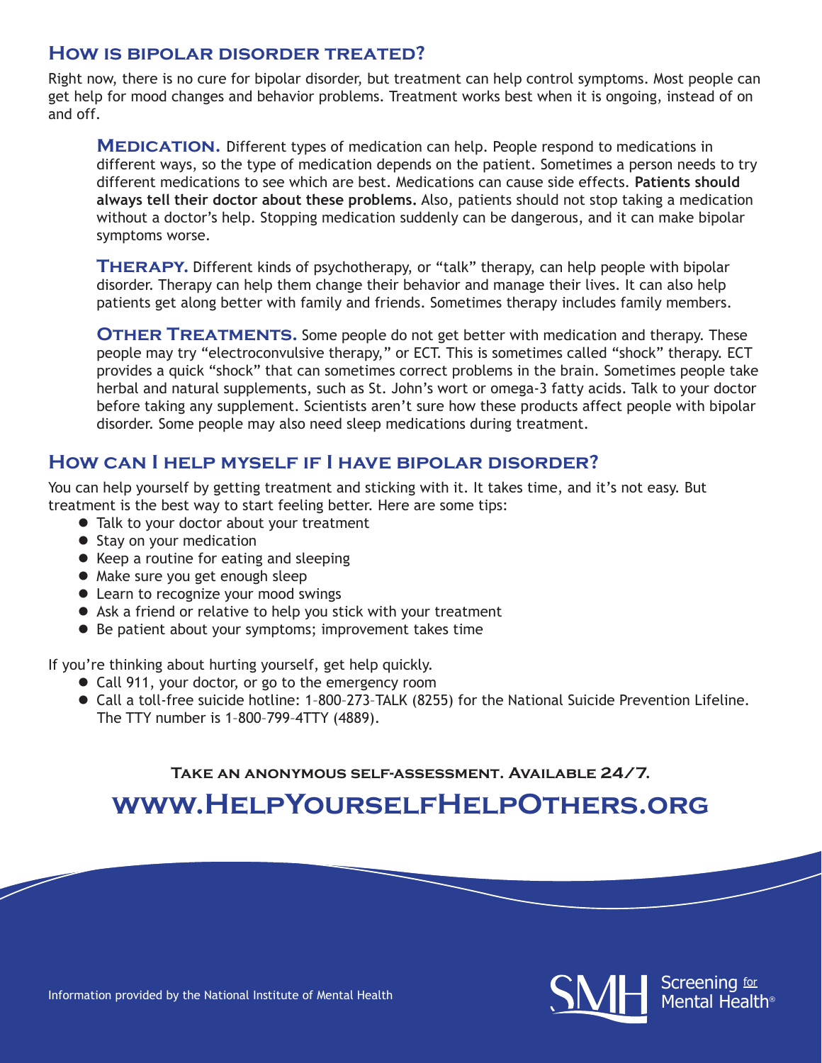## How is bipolar disorder treated?

Right now, there is no cure for bipolar disorder, but treatment can help control symptoms. Most people can get help for mood changes and behavior problems. Treatment works best when it is ongoing, instead of on and off.

**Medication.** Different types of medication can help. People respond to medications in different ways, so the type of medication depends on the patient. Sometimes a person needs to try different medications to see which are best. Medications can cause side effects. **Patients should always tell their doctor about these problems.** Also, patients should not stop taking a medication without a doctor's help. Stopping medication suddenly can be dangerous, and it can make bipolar symptoms worse.

**Therapy.** Different kinds of psychotherapy, or "talk" therapy, can help people with bipolar disorder. Therapy can help them change their behavior and manage their lives. It can also help patients get along better with family and friends. Sometimes therapy includes family members.

**Other Treatments.** Some people do not get better with medication and therapy. These people may try "electroconvulsive therapy," or ECT. This is sometimes called "shock" therapy. ECT provides a quick "shock" that can sometimes correct problems in the brain. Sometimes people take herbal and natural supplements, such as St. John's wort or omega-3 fatty acids. Talk to your doctor before taking any supplement. Scientists aren't sure how these products affect people with bipolar disorder. Some people may also need sleep medications during treatment.

## How can I help myself if I have bipolar disorder?

You can help yourself by getting treatment and sticking with it. It takes time, and it's not easy. But treatment is the best way to start feeling better. Here are some tips:

- Talk to your doctor about your treatment
- Stay on your medication
- Keep a routine for eating and sleeping
- Make sure you get enough sleep
- Learn to recognize your mood swings
- Ask a friend or relative to help you stick with your treatment
- Be patient about your symptoms; improvement takes time

If you're thinking about hurting yourself, get help quickly.

- Call 911, your doctor, or go to the emergency room
- Call a toll-free suicide hotline: 1–800–273–TALK (8255) for the National Suicide Prevention Lifeline. The TTY number is 1–800–799–4TTY (4889).

**Take an anonymous self-assessment. Available 24/7.**

**www.HelpYourselfHelpOthers.org**

Information provided by the National Institute of Mental Health

SMH Screening for Mental Health®